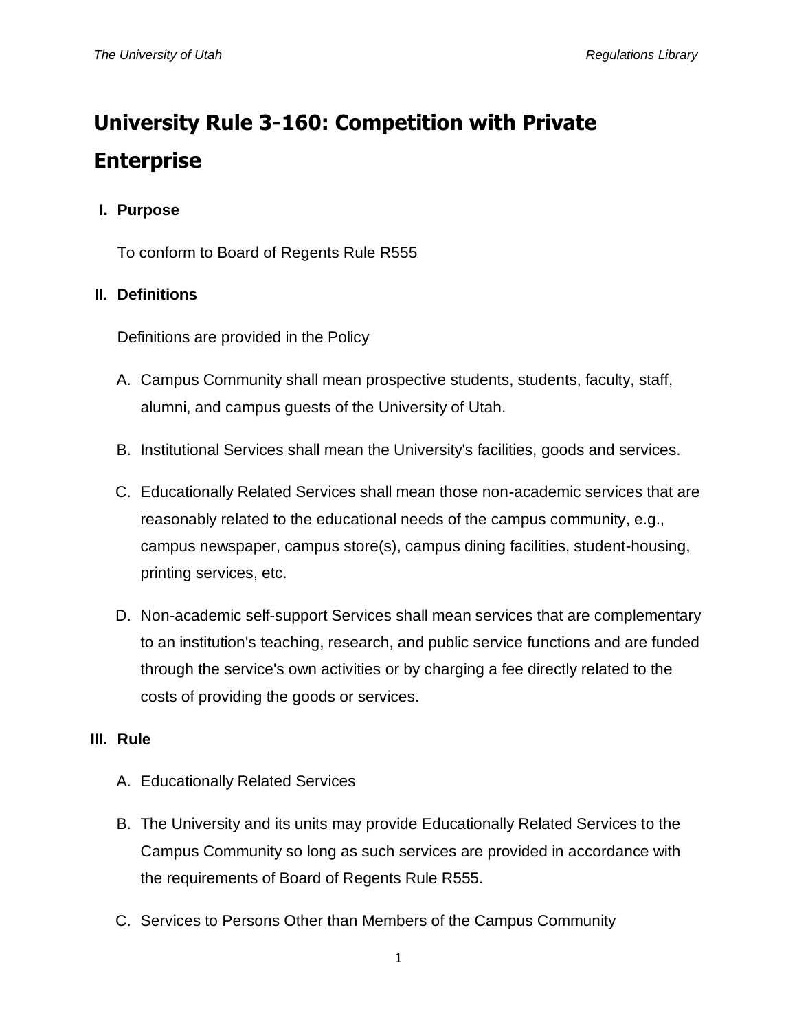# University Rule 3-160: Competition with Private Enterprise

## I. Purpose

To conform to Board of Regents Rule R555

## II. Definitions

Definitions are provided in the Policy

A. Campus Community shall mean prospective students, students, faculty, staff, alumni, and campus guests of the University of Utah.

B. Institutional Services shall mean the University's facilities, goods and services.

C. Educationally Related Services shall mean those non-academic services that are reasonably related to the educational needs of the campus community, e.g., campus newspaper, campus store(s), campus dining facilities, student-housing, printing services, etc.

D. Non-academic self-support Services shall mean services that are complementary to an institution's teaching, research, and public service functions and are funded through the service's own activities or by charging a fee directly related to the costs of providing the goods or services.

## III. Rule

A. Educationally Related Services

B. The University and its units may provide Educationally Related Services to the Campus Community so long as such services are provided in accordance with the requirements of Board of Regents Rule R555.

C. Services to Persons Other than Members of the Campus Community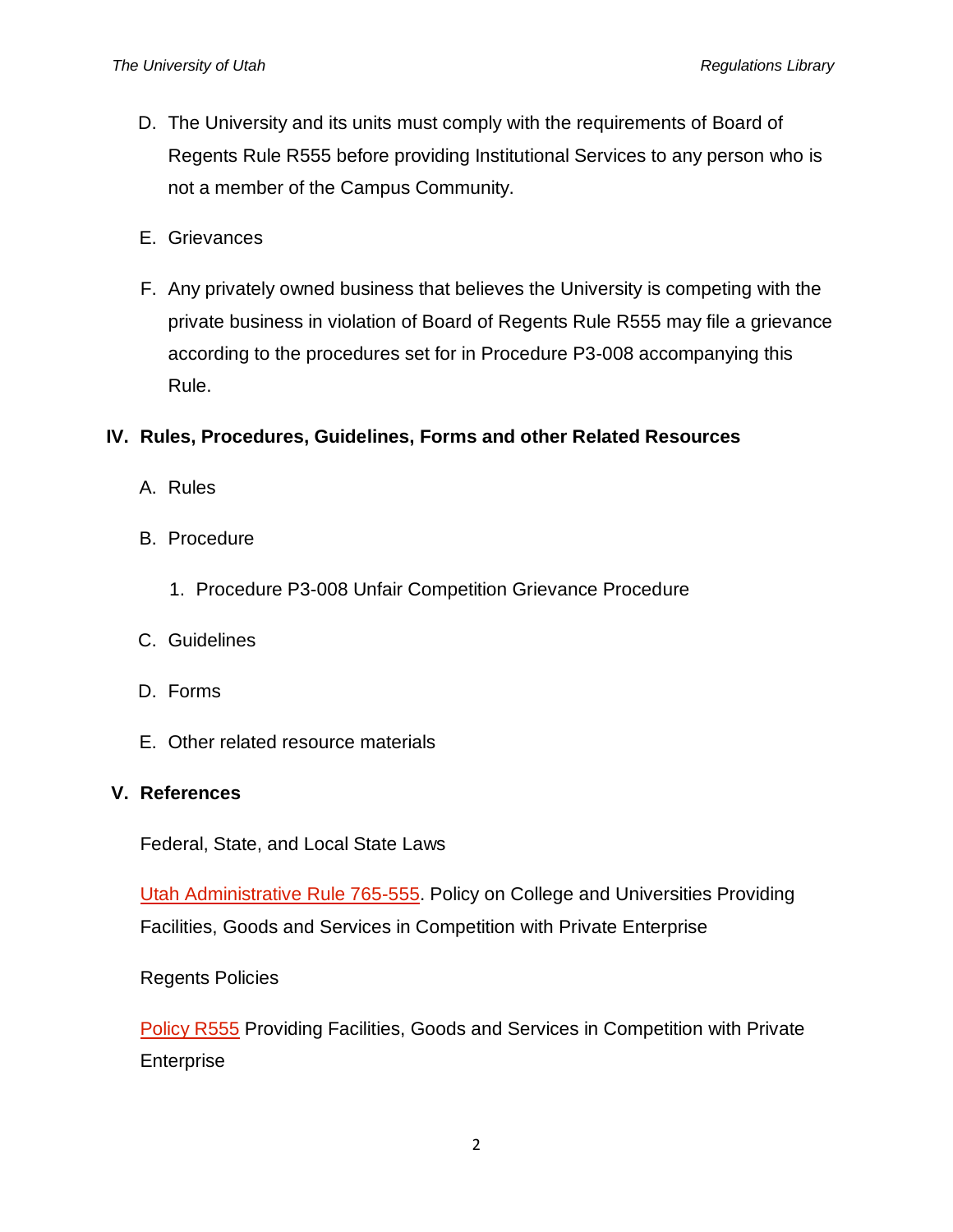D. The University and its units must comply with the requirements of Board of Regents Rule R555 before providing Institutional Services to any person who is not a member of the Campus Community.

E. Grievances

F. Any privately owned business that believes the University is competing with the private business in violation of Board of Regents Rule R555 may file a grievance according to the procedures set for in Procedure P3-008 accompanying this Rule.

## IV. Rules, Procedures, Guidelines, Forms and other Related Resources

A. Rules

B. Procedure

1. Procedure P3-008 Unfair Competition Grievance Procedure

C. Guidelines

D. Forms

E. Other related resource materials

## V. References

Federal, State, and Local State Laws

Utah Administrative Rule 765-555. Policy on College and Universities Providing Facilities, Goods and Services in Competition with Private Enterprise

Regents Policies

Policy R555 Providing Facilities, Goods and Services in Competition with Private Enterprise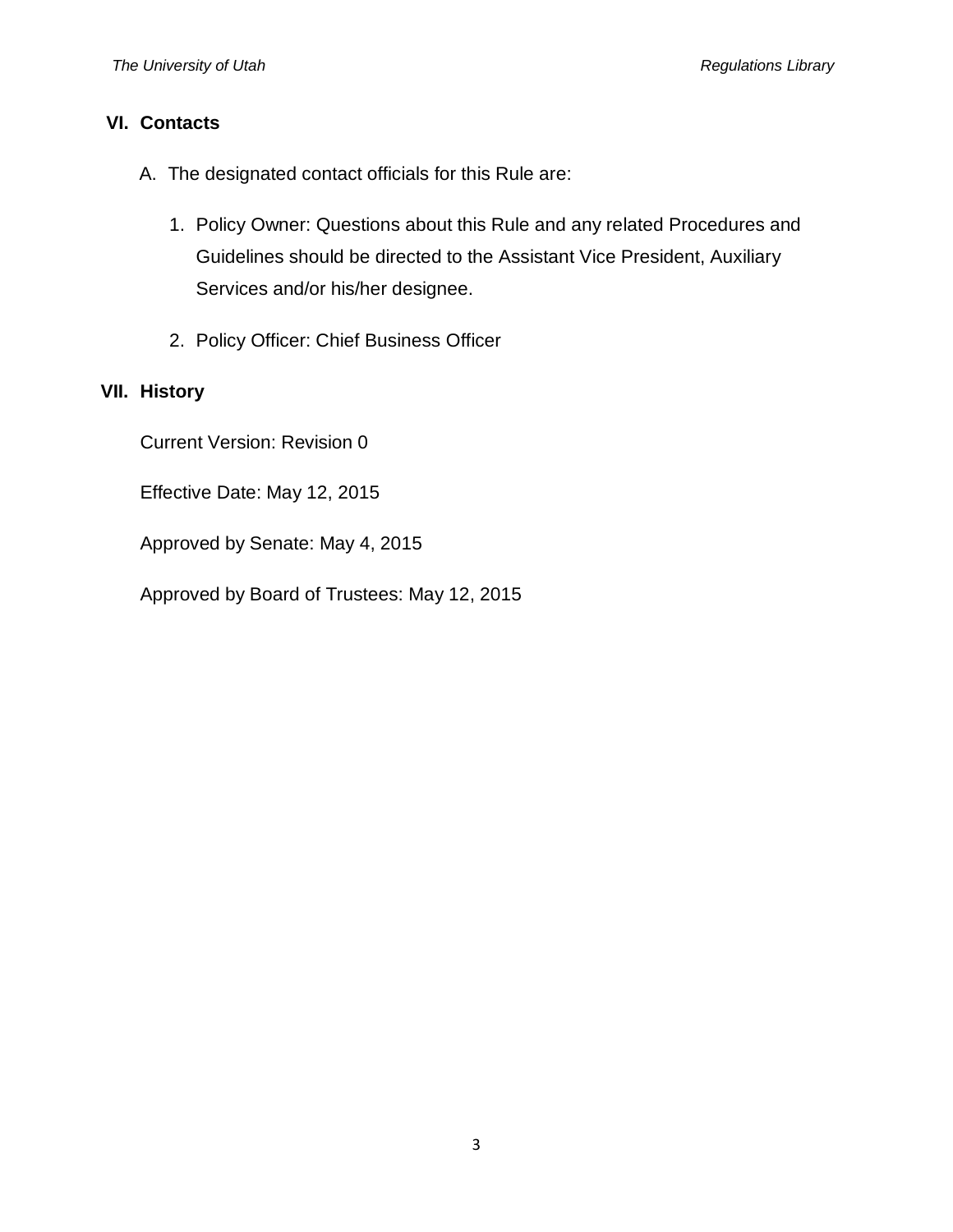## VI. Contacts

A. The designated contact officials for this Rule are:

1. Policy Owner: Questions about this Rule and any related Procedures and Guidelines should be directed to the Assistant Vice President, Auxiliary Services and/or his/her designee.

2. Policy Officer: Chief Business Officer

## VII. History

Current Version: Revision 0

Effective Date: May 12, 2015

Approved by Senate: May 4, 2015

Approved by Board of Trustees: May 12, 2015